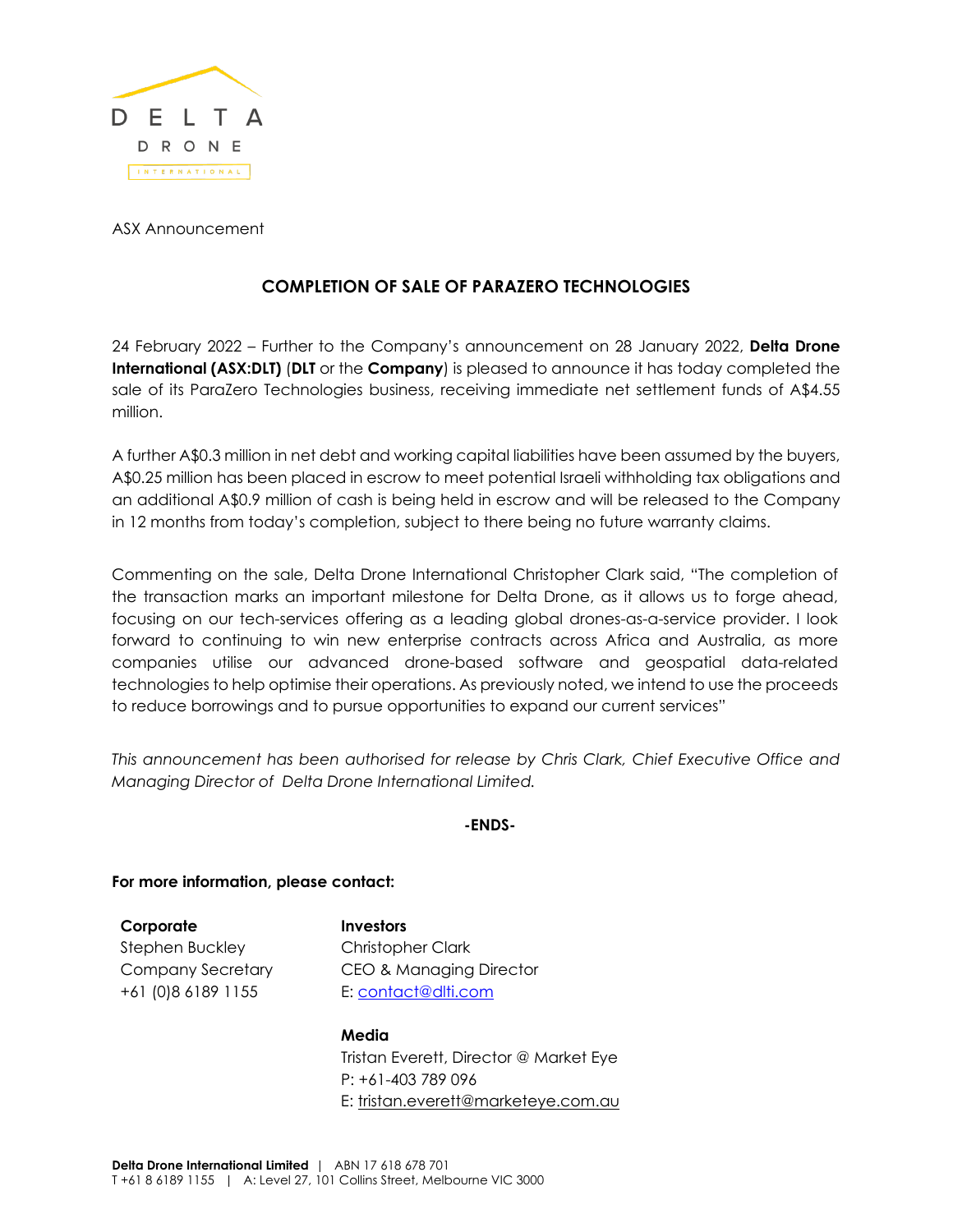ASX Announcement

# COMPLETION OF SALE OF PARAZERO TECHNOLOGIES

24 February 2022 – Further to the Company's announcement on 28 January 2022, **Delta Drone International (ASX:DLT)** (**DLT** or the **Company**) is pleased to announce it has today completed the sale of its ParaZero Technologies business, receiving immediate net settlement funds of A$4.55 million.

A further A$0.3 million in net debt and working capital liabilities have been assumed by the buyers, A$0.25 million has been placed in escrow to meet potential Israeli withholding tax obligations and an additional A$0.9 million of cash is being held in escrow and will be released to the Company in 12 months from today's completion, subject to there being no future warranty claims.

Commenting on the sale, Delta Drone International Christopher Clark said, "The completion of the transaction marks an important milestone for Delta Drone, as it allows us to forge ahead, focusing on our tech-services offering as a leading global drones-as-a-service provider. I look forward to continuing to win new enterprise contracts across Africa and Australia, as more companies utilise our advanced drone-based software and geospatial data-related technologies to help optimise their operations. As previously noted, we intend to use the proceeds to reduce borrowings and to pursue opportunities to expand our current services"

*This announcement has been authorised for release by Chris Clark, Chief Executive Office and Managing Director of Delta Drone International Limited.*

**-ENDS-**

**For more information, please contact:**

**Corporate**
Stephen Buckley
Company Secretary
+61 (0)8 6189 1155

**Investors**
Christopher Clark
CEO & Managing Director
E: contact@dlti.com

**Media**
Tristan Everett, Director @ Market Eye
P: +61-403 789 096
E: tristan.everett@marketeye.com.au

**Delta Drone International Limited** | ABN 17 618 678 701
T +61 8 6189 1155 | A: Level 27, 101 Collins Street, Melbourne VIC 3000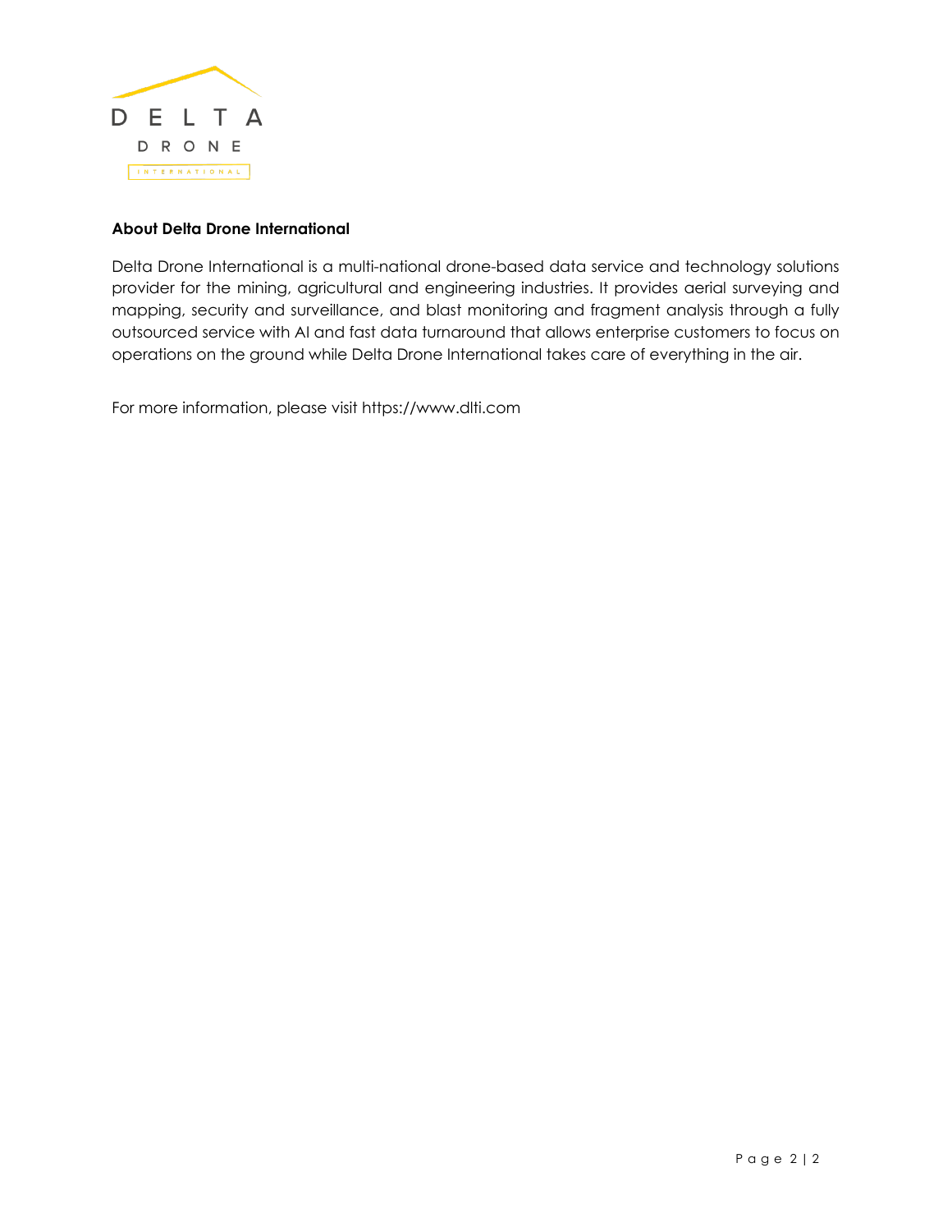**About Delta Drone International**

Delta Drone International is a multi-national drone-based data service and technology solutions provider for the mining, agricultural and engineering industries. It provides aerial surveying and mapping, security and surveillance, and blast monitoring and fragment analysis through a fully outsourced service with AI and fast data turnaround that allows enterprise customers to focus on operations on the ground while Delta Drone International takes care of everything in the air.

For more information, please visit https://www.dlti.com